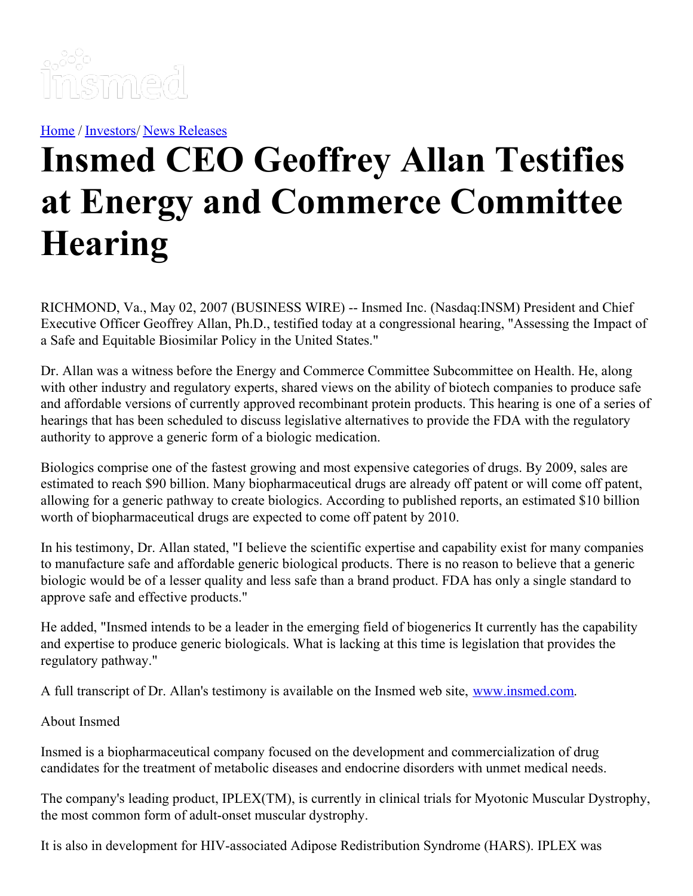Home / Investors/ News Releases

# Insmed CEO Geoffrey Allan Testifies at Energy and Commerce Committee Hearing

RICHMOND, Va., May 02, 2007 (BUSINESS WIRE) -- Insmed Inc. (Nasdaq:INSM) President and Chief Executive Officer Geoffrey Allan, Ph.D., testified today at a congressional hearing, "Assessing the Impact of a Safe and Equitable Biosimilar Policy in the United States."

Dr. Allan was a witness before the Energy and Commerce Committee Subcommittee on Health. He, along with other industry and regulatory experts, shared views on the ability of biotech companies to produce safe and affordable versions of currently approved recombinant protein products. This hearing is one of a series of hearings that has been scheduled to discuss legislative alternatives to provide the FDA with the regulatory authority to approve a generic form of a biologic medication.

Biologics comprise one of the fastest growing and most expensive categories of drugs. By 2009, sales are estimated to reach $90 billion. Many biopharmaceutical drugs are already off patent or will come off patent, allowing for a generic pathway to create biologics. According to published reports, an estimated $10 billion worth of biopharmaceutical drugs are expected to come off patent by 2010.

In his testimony, Dr. Allan stated, "I believe the scientific expertise and capability exist for many companies to manufacture safe and affordable generic biological products. There is no reason to believe that a generic biologic would be of a lesser quality and less safe than a brand product. FDA has only a single standard to approve safe and effective products."

He added, "Insmed intends to be a leader in the emerging field of biogenerics It currently has the capability and expertise to produce generic biologicals. What is lacking at this time is legislation that provides the regulatory pathway."

A full transcript of Dr. Allan's testimony is available on the Insmed web site, www.insmed.com.

About Insmed

Insmed is a biopharmaceutical company focused on the development and commercialization of drug candidates for the treatment of metabolic diseases and endocrine disorders with unmet medical needs.

The company's leading product, IPLEX(TM), is currently in clinical trials for Myotonic Muscular Dystrophy, the most common form of adult-onset muscular dystrophy.

It is also in development for HIV-associated Adipose Redistribution Syndrome (HARS). IPLEX was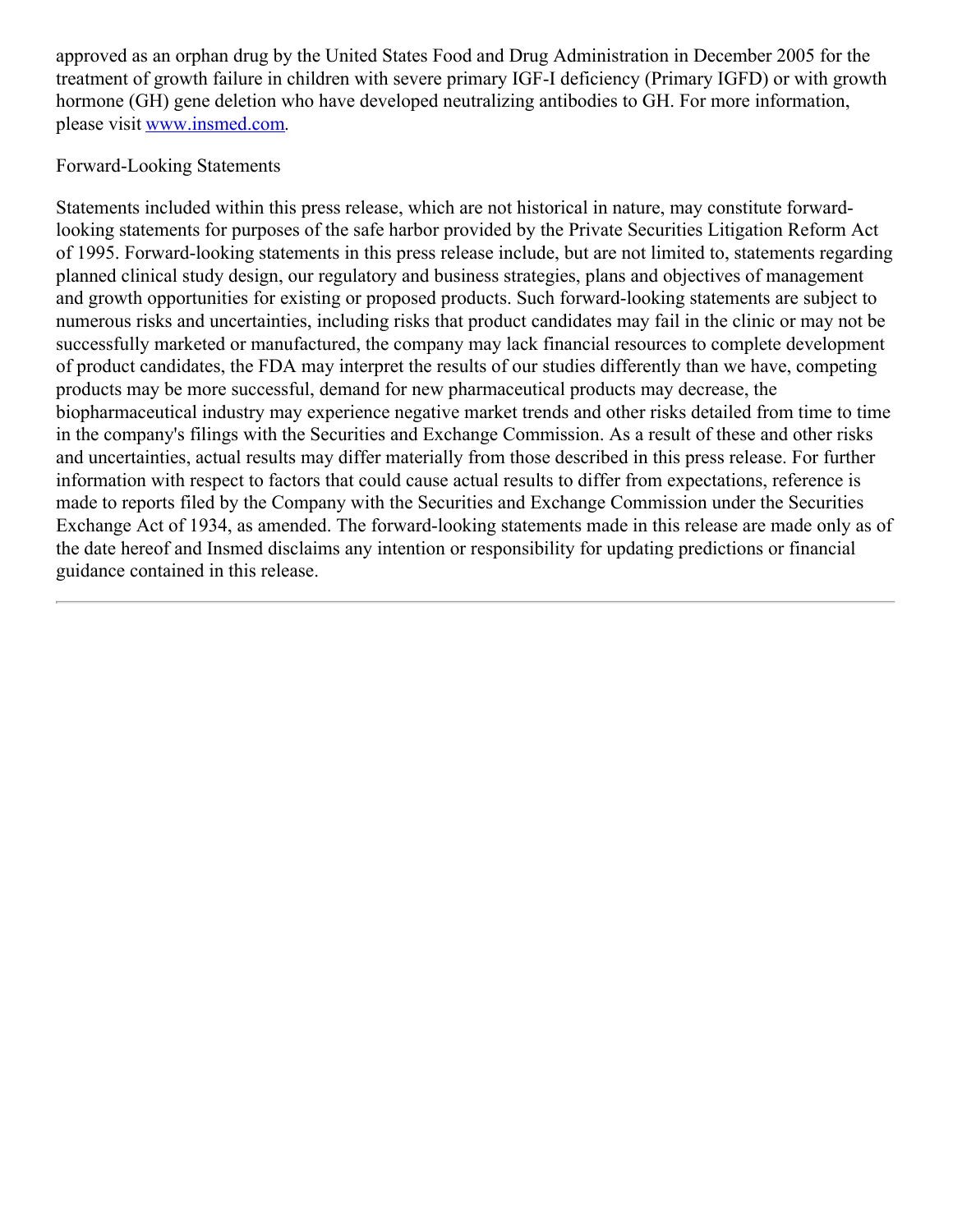approved as an orphan drug by the United States Food and Drug Administration in December 2005 for the treatment of growth failure in children with severe primary IGF-I deficiency (Primary IGFD) or with growth hormone (GH) gene deletion who have developed neutralizing antibodies to GH. For more information, please visit www.insmed.com.

Forward-Looking Statements

Statements included within this press release, which are not historical in nature, may constitute forward-looking statements for purposes of the safe harbor provided by the Private Securities Litigation Reform Act of 1995. Forward-looking statements in this press release include, but are not limited to, statements regarding planned clinical study design, our regulatory and business strategies, plans and objectives of management and growth opportunities for existing or proposed products. Such forward-looking statements are subject to numerous risks and uncertainties, including risks that product candidates may fail in the clinic or may not be successfully marketed or manufactured, the company may lack financial resources to complete development of product candidates, the FDA may interpret the results of our studies differently than we have, competing products may be more successful, demand for new pharmaceutical products may decrease, the biopharmaceutical industry may experience negative market trends and other risks detailed from time to time in the company's filings with the Securities and Exchange Commission. As a result of these and other risks and uncertainties, actual results may differ materially from those described in this press release. For further information with respect to factors that could cause actual results to differ from expectations, reference is made to reports filed by the Company with the Securities and Exchange Commission under the Securities Exchange Act of 1934, as amended. The forward-looking statements made in this release are made only as of the date hereof and Insmed disclaims any intention or responsibility for updating predictions or financial guidance contained in this release.